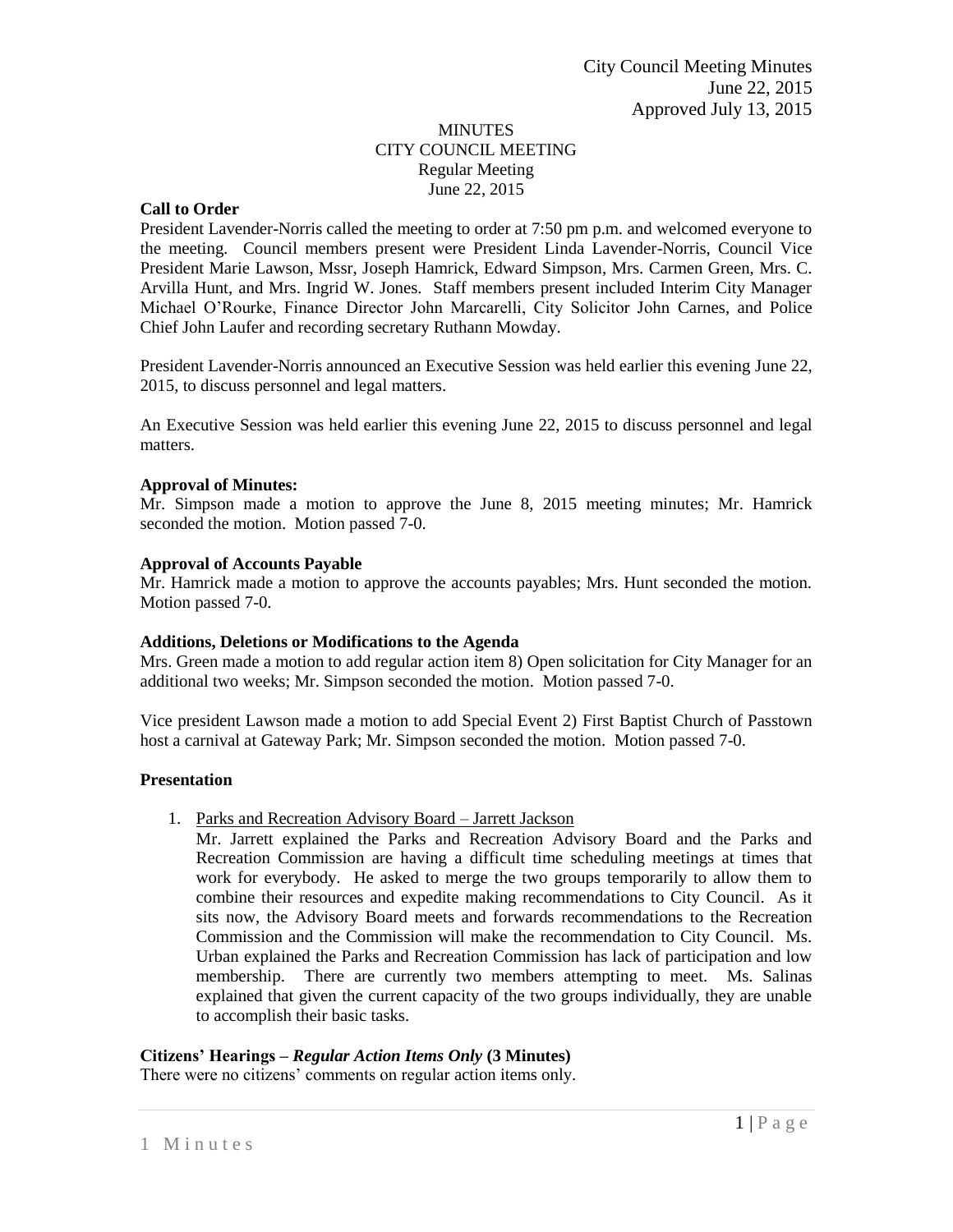City Council Meeting Minutes
June 22, 2015
Approved July 13, 2015

# MINUTES
## CITY COUNCIL MEETING
Regular Meeting
June 22, 2015

**Call to Order**

President Lavender-Norris called the meeting to order at 7:50 pm p.m. and welcomed everyone to the meeting. Council members present were President Linda Lavender-Norris, Council Vice President Marie Lawson, Mssr, Joseph Hamrick, Edward Simpson, Mrs. Carmen Green, Mrs. C. Arvilla Hunt, and Mrs. Ingrid W. Jones. Staff members present included Interim City Manager Michael O'Rourke, Finance Director John Marcarelli, City Solicitor John Carnes, and Police Chief John Laufer and recording secretary Ruthann Mowday.

President Lavender-Norris announced an Executive Session was held earlier this evening June 22, 2015, to discuss personnel and legal matters.

An Executive Session was held earlier this evening June 22, 2015 to discuss personnel and legal matters.

**Approval of Minutes:**

Mr. Simpson made a motion to approve the June 8, 2015 meeting minutes; Mr. Hamrick seconded the motion. Motion passed 7-0.

**Approval of Accounts Payable**

Mr. Hamrick made a motion to approve the accounts payables; Mrs. Hunt seconded the motion. Motion passed 7-0.

**Additions, Deletions or Modifications to the Agenda**

Mrs. Green made a motion to add regular action item 8) Open solicitation for City Manager for an additional two weeks; Mr. Simpson seconded the motion. Motion passed 7-0.

Vice president Lawson made a motion to add Special Event 2) First Baptist Church of Passtown host a carnival at Gateway Park; Mr. Simpson seconded the motion. Motion passed 7-0.

**Presentation**

1. Parks and Recreation Advisory Board – Jarrett Jackson
   Mr. Jarrett explained the Parks and Recreation Advisory Board and the Parks and Recreation Commission are having a difficult time scheduling meetings at times that work for everybody. He asked to merge the two groups temporarily to allow them to combine their resources and expedite making recommendations to City Council. As it sits now, the Advisory Board meets and forwards recommendations to the Recreation Commission and the Commission will make the recommendation to City Council. Ms. Urban explained the Parks and Recreation Commission has lack of participation and low membership. There are currently two members attempting to meet. Ms. Salinas explained that given the current capacity of the two groups individually, they are unable to accomplish their basic tasks.

**Citizens' Hearings –** ***Regular Action Items Only*** **(3 Minutes)**

There were no citizens' comments on regular action items only.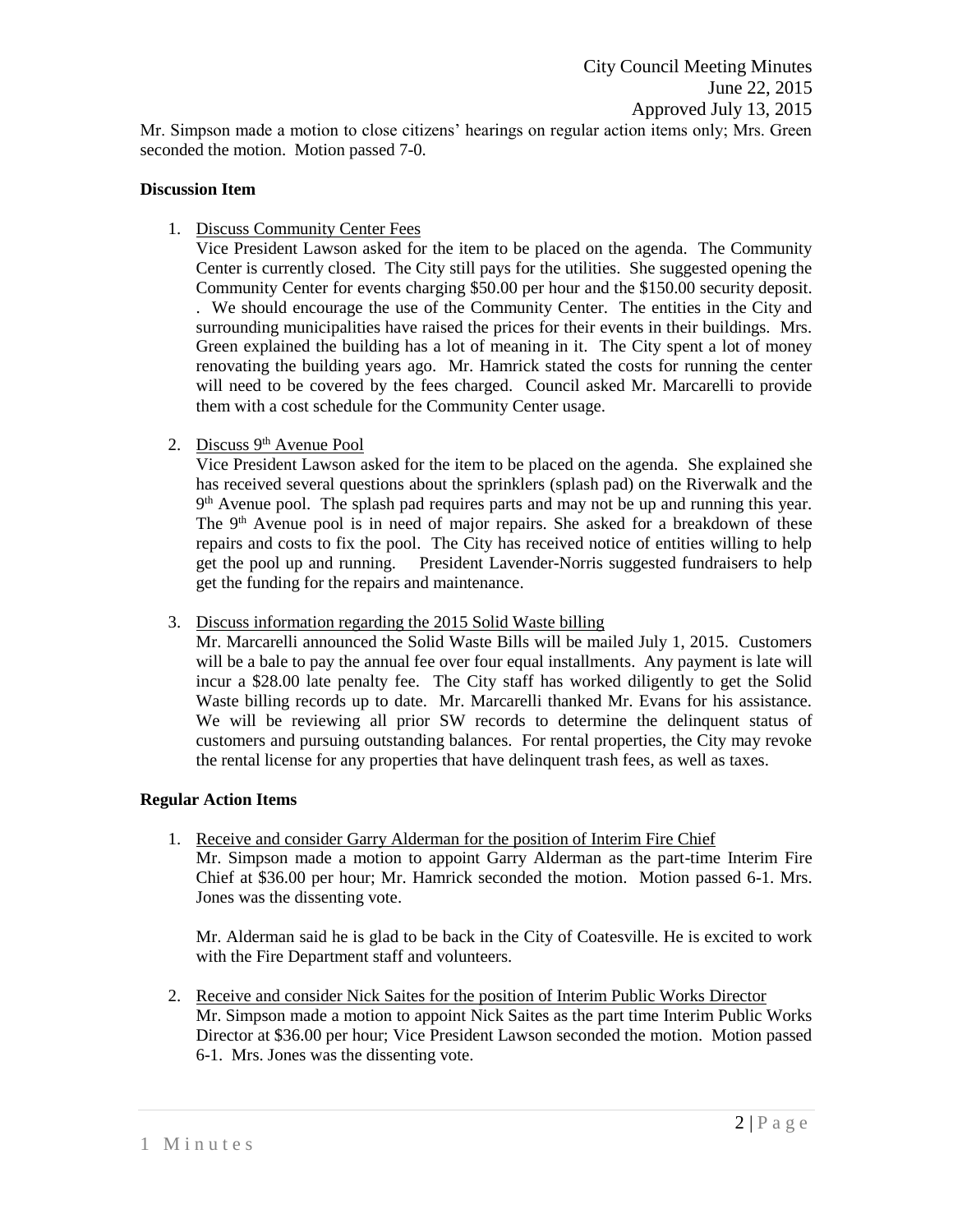Mr. Simpson made a motion to close citizens' hearings on regular action items only; Mrs. Green seconded the motion. Motion passed 7-0.

**Discussion Item**

1. Discuss Community Center Fees

   Vice President Lawson asked for the item to be placed on the agenda. The Community Center is currently closed. The City still pays for the utilities. She suggested opening the Community Center for events charging $50.00 per hour and the $150.00 security deposit. . We should encourage the use of the Community Center. The entities in the City and surrounding municipalities have raised the prices for their events in their buildings. Mrs. Green explained the building has a lot of meaning in it. The City spent a lot of money renovating the building years ago. Mr. Hamrick stated the costs for running the center will need to be covered by the fees charged. Council asked Mr. Marcarelli to provide them with a cost schedule for the Community Center usage.

2. Discuss 9th Avenue Pool

   Vice President Lawson asked for the item to be placed on the agenda. She explained she has received several questions about the sprinklers (splash pad) on the Riverwalk and the 9th Avenue pool. The splash pad requires parts and may not be up and running this year. The 9th Avenue pool is in need of major repairs. She asked for a breakdown of these repairs and costs to fix the pool. The City has received notice of entities willing to help get the pool up and running. President Lavender-Norris suggested fundraisers to help get the funding for the repairs and maintenance.

3. Discuss information regarding the 2015 Solid Waste billing

   Mr. Marcarelli announced the Solid Waste Bills will be mailed July 1, 2015. Customers will be a bale to pay the annual fee over four equal installments. Any payment is late will incur a $28.00 late penalty fee. The City staff has worked diligently to get the Solid Waste billing records up to date. Mr. Marcarelli thanked Mr. Evans for his assistance. We will be reviewing all prior SW records to determine the delinquent status of customers and pursuing outstanding balances. For rental properties, the City may revoke the rental license for any properties that have delinquent trash fees, as well as taxes.

**Regular Action Items**

1. Receive and consider Garry Alderman for the position of Interim Fire Chief

   Mr. Simpson made a motion to appoint Garry Alderman as the part-time Interim Fire Chief at $36.00 per hour; Mr. Hamrick seconded the motion. Motion passed 6-1. Mrs. Jones was the dissenting vote.

   Mr. Alderman said he is glad to be back in the City of Coatesville. He is excited to work with the Fire Department staff and volunteers.

2. Receive and consider Nick Saites for the position of Interim Public Works Director

   Mr. Simpson made a motion to appoint Nick Saites as the part time Interim Public Works Director at $36.00 per hour; Vice President Lawson seconded the motion. Motion passed 6-1. Mrs. Jones was the dissenting vote.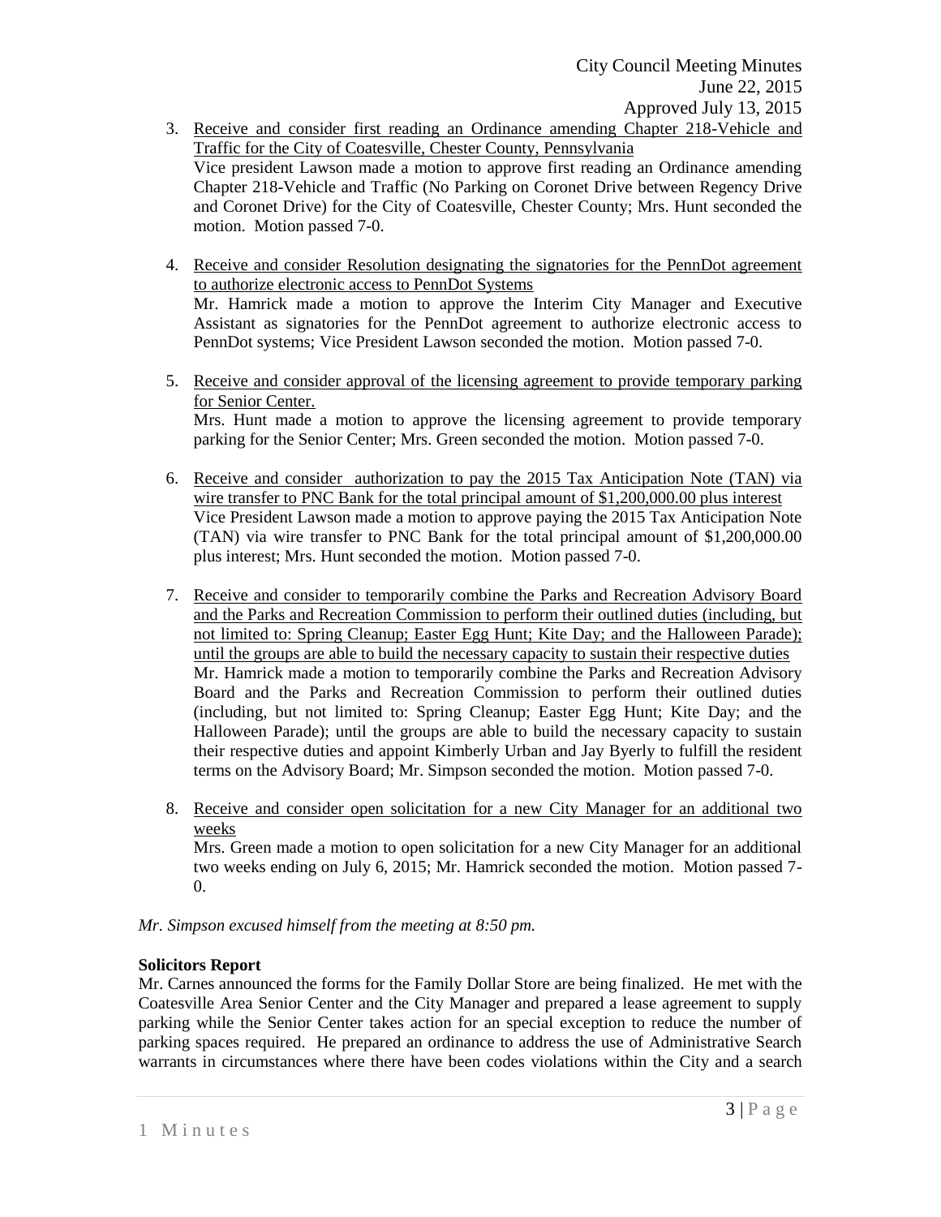3. Receive and consider first reading an Ordinance amending Chapter 218-Vehicle and Traffic for the City of Coatesville, Chester County, Pennsylvania
   
   Vice president Lawson made a motion to approve first reading an Ordinance amending Chapter 218-Vehicle and Traffic (No Parking on Coronet Drive between Regency Drive and Coronet Drive) for the City of Coatesville, Chester County; Mrs. Hunt seconded the motion. Motion passed 7-0.

4. Receive and consider Resolution designating the signatories for the PennDot agreement to authorize electronic access to PennDot Systems
   
   Mr. Hamrick made a motion to approve the Interim City Manager and Executive Assistant as signatories for the PennDot agreement to authorize electronic access to PennDot systems; Vice President Lawson seconded the motion. Motion passed 7-0.

5. Receive and consider approval of the licensing agreement to provide temporary parking for Senior Center.
   
   Mrs. Hunt made a motion to approve the licensing agreement to provide temporary parking for the Senior Center; Mrs. Green seconded the motion. Motion passed 7-0.

6. Receive and consider authorization to pay the 2015 Tax Anticipation Note (TAN) via wire transfer to PNC Bank for the total principal amount of $1,200,000.00 plus interest
   
   Vice President Lawson made a motion to approve paying the 2015 Tax Anticipation Note (TAN) via wire transfer to PNC Bank for the total principal amount of $1,200,000.00 plus interest; Mrs. Hunt seconded the motion. Motion passed 7-0.

7. Receive and consider to temporarily combine the Parks and Recreation Advisory Board and the Parks and Recreation Commission to perform their outlined duties (including, but not limited to: Spring Cleanup; Easter Egg Hunt; Kite Day; and the Halloween Parade); until the groups are able to build the necessary capacity to sustain their respective duties
   
   Mr. Hamrick made a motion to temporarily combine the Parks and Recreation Advisory Board and the Parks and Recreation Commission to perform their outlined duties (including, but not limited to: Spring Cleanup; Easter Egg Hunt; Kite Day; and the Halloween Parade); until the groups are able to build the necessary capacity to sustain their respective duties and appoint Kimberly Urban and Jay Byerly to fulfill the resident terms on the Advisory Board; Mr. Simpson seconded the motion. Motion passed 7-0.

8. Receive and consider open solicitation for a new City Manager for an additional two weeks
   
   Mrs. Green made a motion to open solicitation for a new City Manager for an additional two weeks ending on July 6, 2015; Mr. Hamrick seconded the motion. Motion passed 7-0.

*Mr. Simpson excused himself from the meeting at 8:50 pm.*

**Solicitors Report**

Mr. Carnes announced the forms for the Family Dollar Store are being finalized. He met with the Coatesville Area Senior Center and the City Manager and prepared a lease agreement to supply parking while the Senior Center takes action for an special exception to reduce the number of parking spaces required. He prepared an ordinance to address the use of Administrative Search warrants in circumstances where there have been codes violations within the City and a search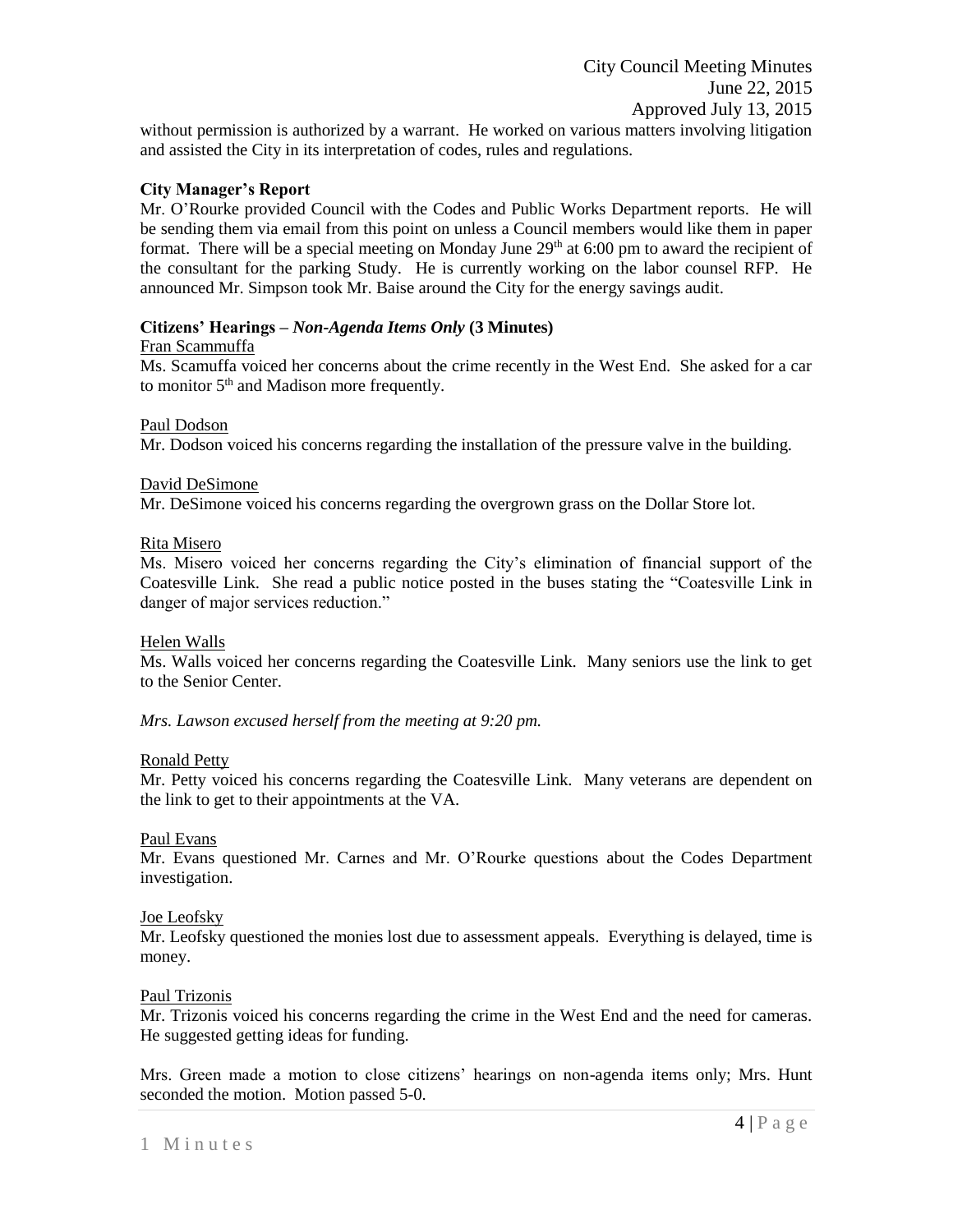without permission is authorized by a warrant. He worked on various matters involving litigation and assisted the City in its interpretation of codes, rules and regulations.

**City Manager's Report**

Mr. O'Rourke provided Council with the Codes and Public Works Department reports. He will be sending them via email from this point on unless a Council members would like them in paper format. There will be a special meeting on Monday June 29th at 6:00 pm to award the recipient of the consultant for the parking Study. He is currently working on the labor counsel RFP. He announced Mr. Simpson took Mr. Baise around the City for the energy savings audit.

**Citizens' Hearings –** ***Non-Agenda Items Only*** **(3 Minutes)**

Fran Scammuffa

Ms. Scamuffa voiced her concerns about the crime recently in the West End. She asked for a car to monitor 5th and Madison more frequently.

Paul Dodson

Mr. Dodson voiced his concerns regarding the installation of the pressure valve in the building.

David DeSimone

Mr. DeSimone voiced his concerns regarding the overgrown grass on the Dollar Store lot.

Rita Misero

Ms. Misero voiced her concerns regarding the City's elimination of financial support of the Coatesville Link. She read a public notice posted in the buses stating the "Coatesville Link in danger of major services reduction."

Helen Walls

Ms. Walls voiced her concerns regarding the Coatesville Link. Many seniors use the link to get to the Senior Center.

*Mrs. Lawson excused herself from the meeting at 9:20 pm.*

Ronald Petty

Mr. Petty voiced his concerns regarding the Coatesville Link. Many veterans are dependent on the link to get to their appointments at the VA.

Paul Evans

Mr. Evans questioned Mr. Carnes and Mr. O'Rourke questions about the Codes Department investigation.

Joe Leofsky

Mr. Leofsky questioned the monies lost due to assessment appeals. Everything is delayed, time is money.

Paul Trizonis

Mr. Trizonis voiced his concerns regarding the crime in the West End and the need for cameras. He suggested getting ideas for funding.

Mrs. Green made a motion to close citizens' hearings on non-agenda items only; Mrs. Hunt seconded the motion. Motion passed 5-0.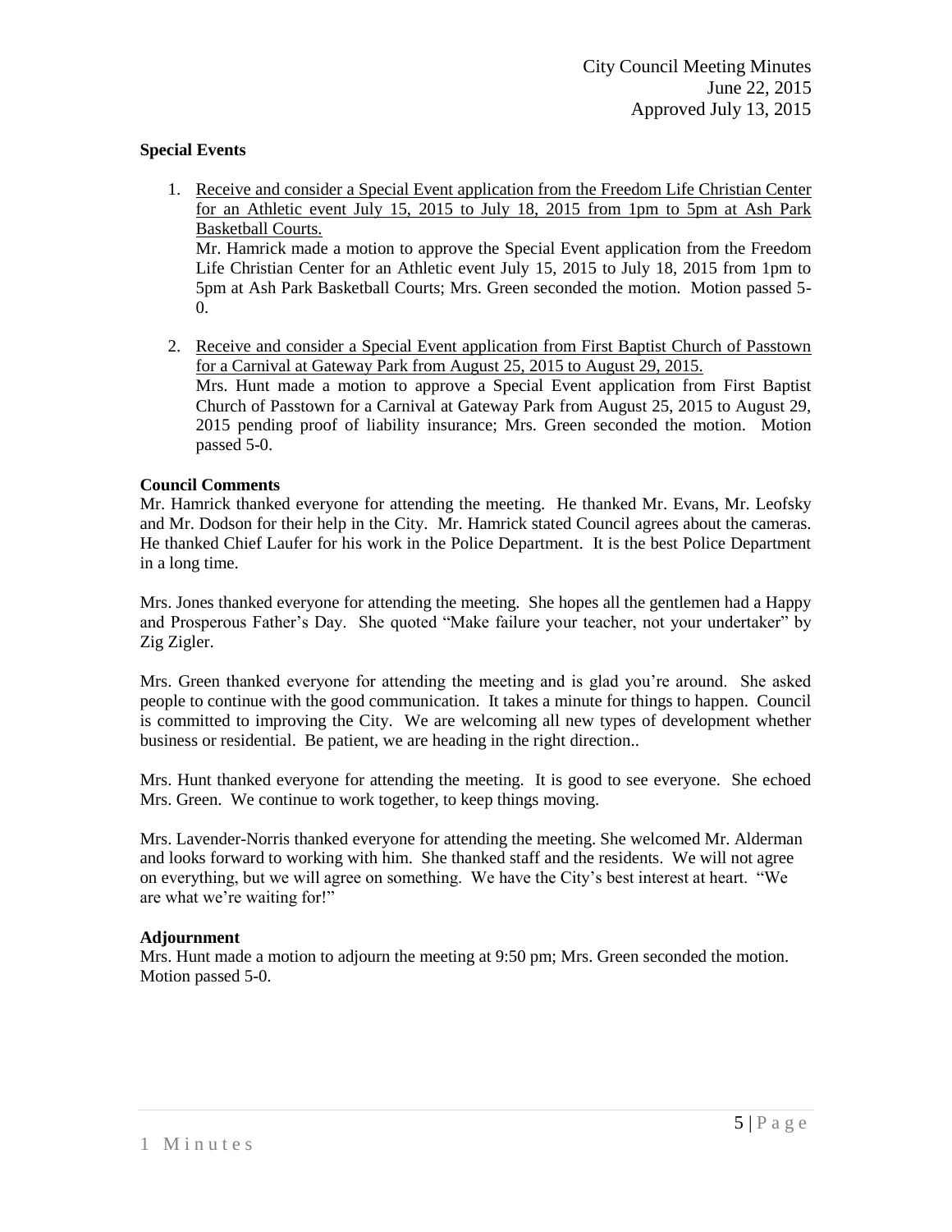## Special Events

1. Receive and consider a Special Event application from the Freedom Life Christian Center for an Athletic event July 15, 2015 to July 18, 2015 from 1pm to 5pm at Ash Park Basketball Courts.
   Mr. Hamrick made a motion to approve the Special Event application from the Freedom Life Christian Center for an Athletic event July 15, 2015 to July 18, 2015 from 1pm to 5pm at Ash Park Basketball Courts; Mrs. Green seconded the motion. Motion passed 5-0.

2. Receive and consider a Special Event application from First Baptist Church of Passtown for a Carnival at Gateway Park from August 25, 2015 to August 29, 2015.
   Mrs. Hunt made a motion to approve a Special Event application from First Baptist Church of Passtown for a Carnival at Gateway Park from August 25, 2015 to August 29, 2015 pending proof of liability insurance; Mrs. Green seconded the motion. Motion passed 5-0.

## Council Comments

Mr. Hamrick thanked everyone for attending the meeting. He thanked Mr. Evans, Mr. Leofsky and Mr. Dodson for their help in the City. Mr. Hamrick stated Council agrees about the cameras. He thanked Chief Laufer for his work in the Police Department. It is the best Police Department in a long time.

Mrs. Jones thanked everyone for attending the meeting. She hopes all the gentlemen had a Happy and Prosperous Father's Day. She quoted "Make failure your teacher, not your undertaker" by Zig Zigler.

Mrs. Green thanked everyone for attending the meeting and is glad you're around. She asked people to continue with the good communication. It takes a minute for things to happen. Council is committed to improving the City. We are welcoming all new types of development whether business or residential. Be patient, we are heading in the right direction..

Mrs. Hunt thanked everyone for attending the meeting. It is good to see everyone. She echoed Mrs. Green. We continue to work together, to keep things moving.

Mrs. Lavender-Norris thanked everyone for attending the meeting. She welcomed Mr. Alderman and looks forward to working with him. She thanked staff and the residents. We will not agree on everything, but we will agree on something. We have the City's best interest at heart. "We are what we're waiting for!"

## Adjournment

Mrs. Hunt made a motion to adjourn the meeting at 9:50 pm; Mrs. Green seconded the motion. Motion passed 5-0.